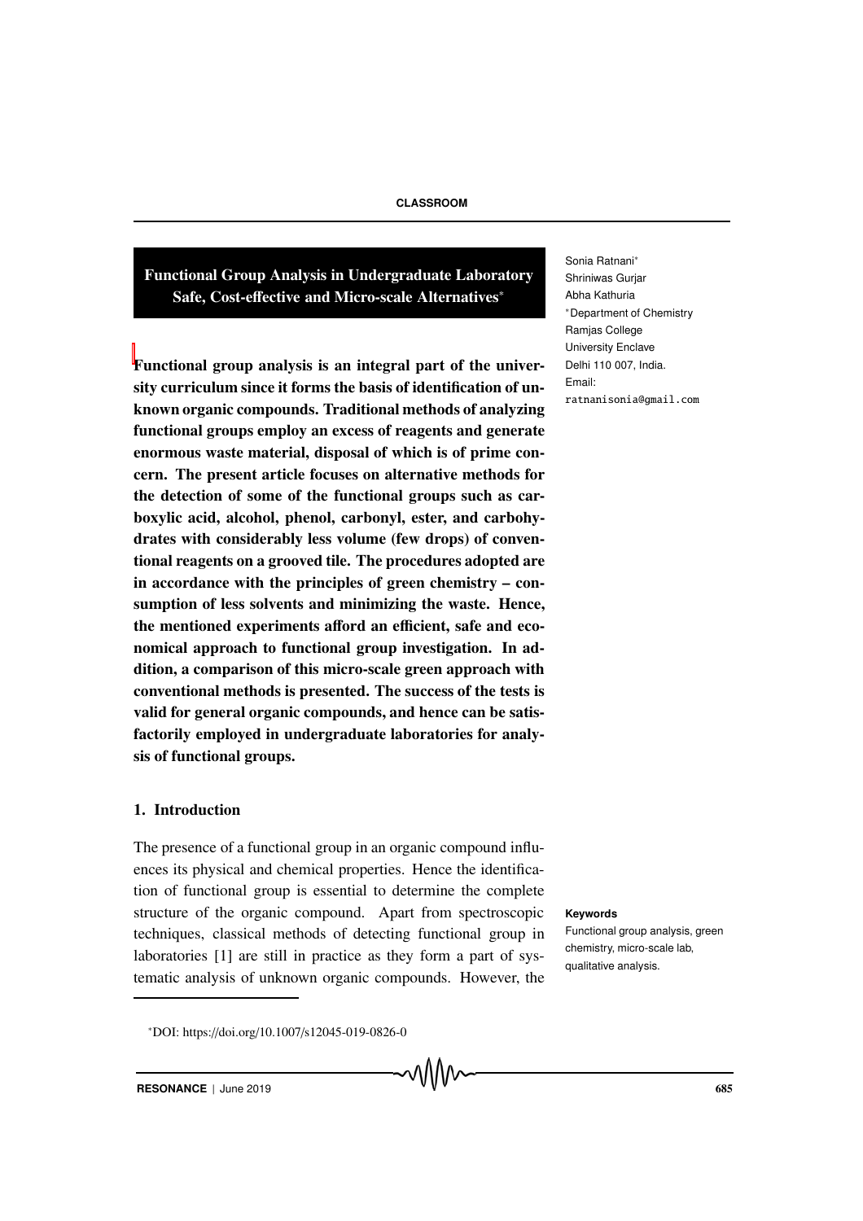# Functional Group Analysis in Undergraduate Laboratory Safe, Cost-effective and Micro-scale Alternatives*

Sonia Ratnani*
Shriniwas Gurjar
Abha Kathuria
*Department of Chemistry
Ramjas College
University Enclave
Delhi 110 007, India.
Email:
ratnanisonia@gmail.com

**Functional group analysis is an integral part of the university curriculum since it forms the basis of identification of unknown organic compounds. Traditional methods of analyzing functional groups employ an excess of reagents and generate enormous waste material, disposal of which is of prime concern. The present article focuses on alternative methods for the detection of some of the functional groups such as carboxylic acid, alcohol, phenol, carbonyl, ester, and carbohydrates with considerably less volume (few drops) of conventional reagents on a grooved tile. The procedures adopted are in accordance with the principles of green chemistry – consumption of less solvents and minimizing the waste. Hence, the mentioned experiments afford an efficient, safe and economical approach to functional group investigation. In addition, a comparison of this micro-scale green approach with conventional methods is presented. The success of the tests is valid for general organic compounds, and hence can be satisfactorily employed in undergraduate laboratories for analysis of functional groups.**

## 1. Introduction

The presence of a functional group in an organic compound influences its physical and chemical properties. Hence the identification of functional group is essential to determine the complete structure of the organic compound. Apart from spectroscopic techniques, classical methods of detecting functional group in laboratories [1] are still in practice as they form a part of systematic analysis of unknown organic compounds. However, the

**Keywords**

Functional group analysis, green chemistry, micro-scale lab, qualitative analysis.

*DOI: https://doi.org/10.1007/s12045-019-0826-0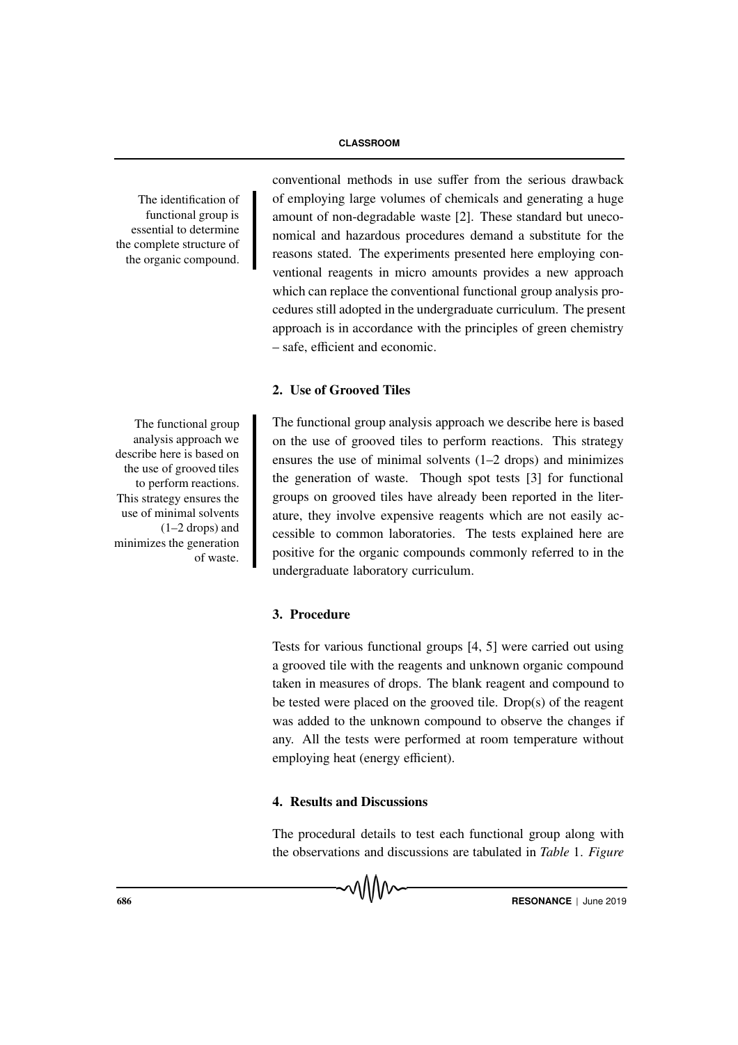conventional methods in use suffer from the serious drawback of employing large volumes of chemicals and generating a huge amount of non-degradable waste [2]. These standard but uneconomical and hazardous procedures demand a substitute for the reasons stated. The experiments presented here employing conventional reagents in micro amounts provides a new approach which can replace the conventional functional group analysis procedures still adopted in the undergraduate curriculum. The present approach is in accordance with the principles of green chemistry – safe, efficient and economic.

The identification of functional group is essential to determine the complete structure of the organic compound.

## 2. Use of Grooved Tiles

The functional group analysis approach we describe here is based on the use of grooved tiles to perform reactions. This strategy ensures the use of minimal solvents (1–2 drops) and minimizes the generation of waste. Though spot tests [3] for functional groups on grooved tiles have already been reported in the literature, they involve expensive reagents which are not easily accessible to common laboratories. The tests explained here are positive for the organic compounds commonly referred to in the undergraduate laboratory curriculum.

The functional group analysis approach we describe here is based on the use of grooved tiles to perform reactions. This strategy ensures the use of minimal solvents (1–2 drops) and minimizes the generation of waste.

## 3. Procedure

Tests for various functional groups [4, 5] were carried out using a grooved tile with the reagents and unknown organic compound taken in measures of drops. The blank reagent and compound to be tested were placed on the grooved tile. Drop(s) of the reagent was added to the unknown compound to observe the changes if any. All the tests were performed at room temperature without employing heat (energy efficient).

## 4. Results and Discussions

The procedural details to test each functional group along with the observations and discussions are tabulated in *Table* 1. *Figure*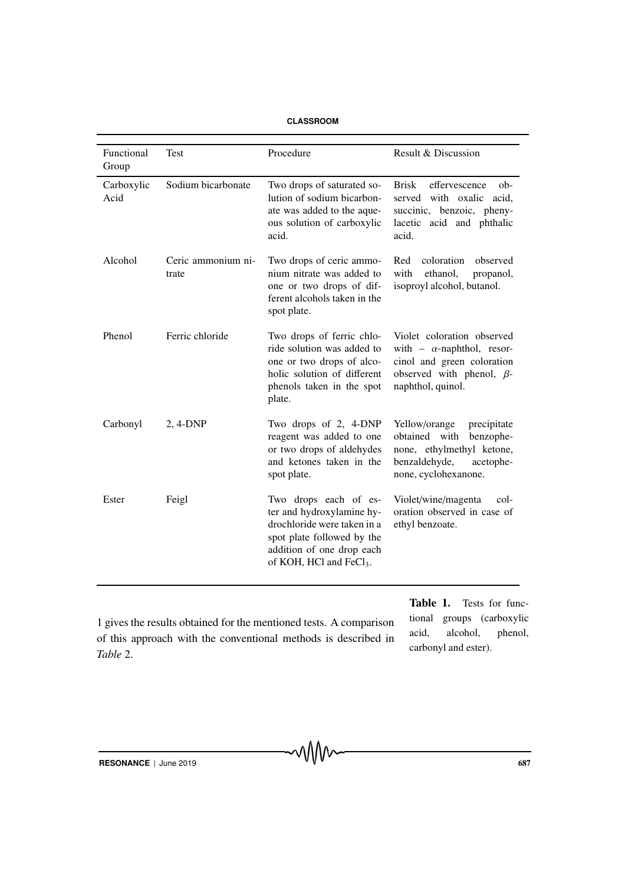| Functional Group | Test | Procedure | Result & Discussion |
|---|---|---|---|
| Carboxylic Acid | Sodium bicarbonate | Two drops of saturated solution of sodium bicarbonate was added to the aqueous solution of carboxylic acid. | Brisk effervescence observed with oxalic acid, succinic, benzoic, phenylacetic acid and phthalic acid. |
| Alcohol | Ceric ammonium nitrate | Two drops of ceric ammonium nitrate was added to one or two drops of different alcohols taken in the spot plate. | Red coloration observed with ethanol, propanol, isoproyl alcohol, butanol. |
| Phenol | Ferric chloride | Two drops of ferric chloride solution was added to one or two drops of alcoholic solution of different phenols taken in the spot plate. | Violet coloration observed with – $\alpha$-naphthol, resorcinol and green coloration observed with phenol, $\beta$-naphthol, quinol. |
| Carbonyl | 2, 4-DNP | Two drops of 2, 4-DNP reagent was added to one or two drops of aldehydes and ketones taken in the spot plate. | Yellow/orange precipitate obtained with benzophenone, ethylmethyl ketone, benzaldehyde, acetophenone, cyclohexanone. |
| Ester | Feigl | Two drops each of ester and hydroxylamine hydrochloride were taken in a spot plate followed by the addition of one drop each of KOH, HCl and $FeCl_3$. | Violet/wine/magenta coloration observed in case of ethyl benzoate. |

**Table 1.** Tests for functional groups (carboxylic acid, alcohol, phenol, carbonyl and ester).

1 gives the results obtained for the mentioned tests. A comparison of this approach with the conventional methods is described in *Table* 2.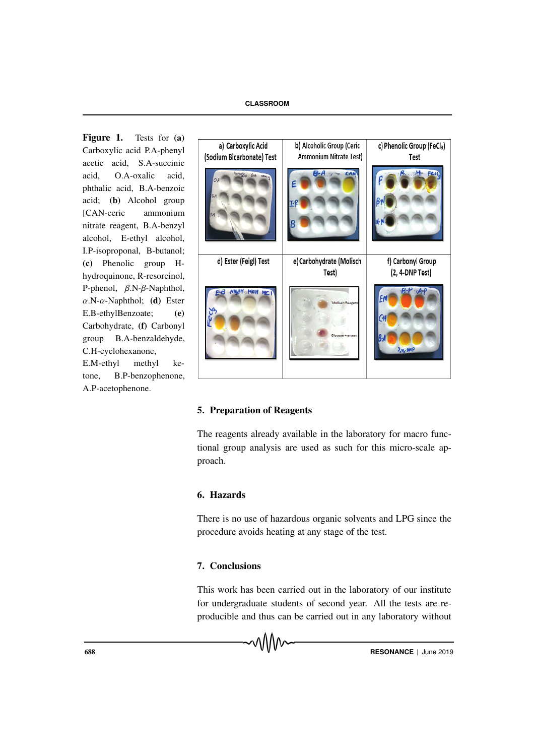**Figure 1.** Tests for **(a)** Carboxylic acid P.A-phenyl acetic acid, S.A-succinic acid, O.A-oxalic acid, phthalic acid, B.A-benzoic acid; **(b)** Alcohol group [CAN-ceric ammonium nitrate reagent, B.A-benzyl alcohol, E-ethyl alcohol, I.P-isopropanal, B-butanol; **(c)** Phenolic group H-hydroquinone, R-resorcinol, P-phenol, $\beta$.N-$\beta$-Naphthol, $\alpha$.N-$\alpha$-Naphthol; **(d)** Ester E.B-ethylBenzoate; **(e)** Carbohydrate, **(f)** Carbonyl group B.A-benzaldehyde, C.H-cyclohexanone, E.M-ethyl methyl ketone, B.P-benzophenone, A.P-acetophenone.

| a) Carboxylic Acid (Sodium Bicarbonate) Test | b) Alcoholic Group (Ceric Ammonium Nitrate Test) | c) Phenolic Group ($FeCl_3$) Test |
|---|---|---|
| d) Ester (Feigl) Test | e) Carbohydrate (Molisch Test) | f) Carbonyl Group (2, 4-DNP Test) |

## 5. Preparation of Reagents

The reagents already available in the laboratory for macro functional group analysis are used as such for this micro-scale approach.

## 6. Hazards

There is no use of hazardous organic solvents and LPG since the procedure avoids heating at any stage of the test.

## 7. Conclusions

This work has been carried out in the laboratory of our institute for undergraduate students of second year. All the tests are reproducible and thus can be carried out in any laboratory without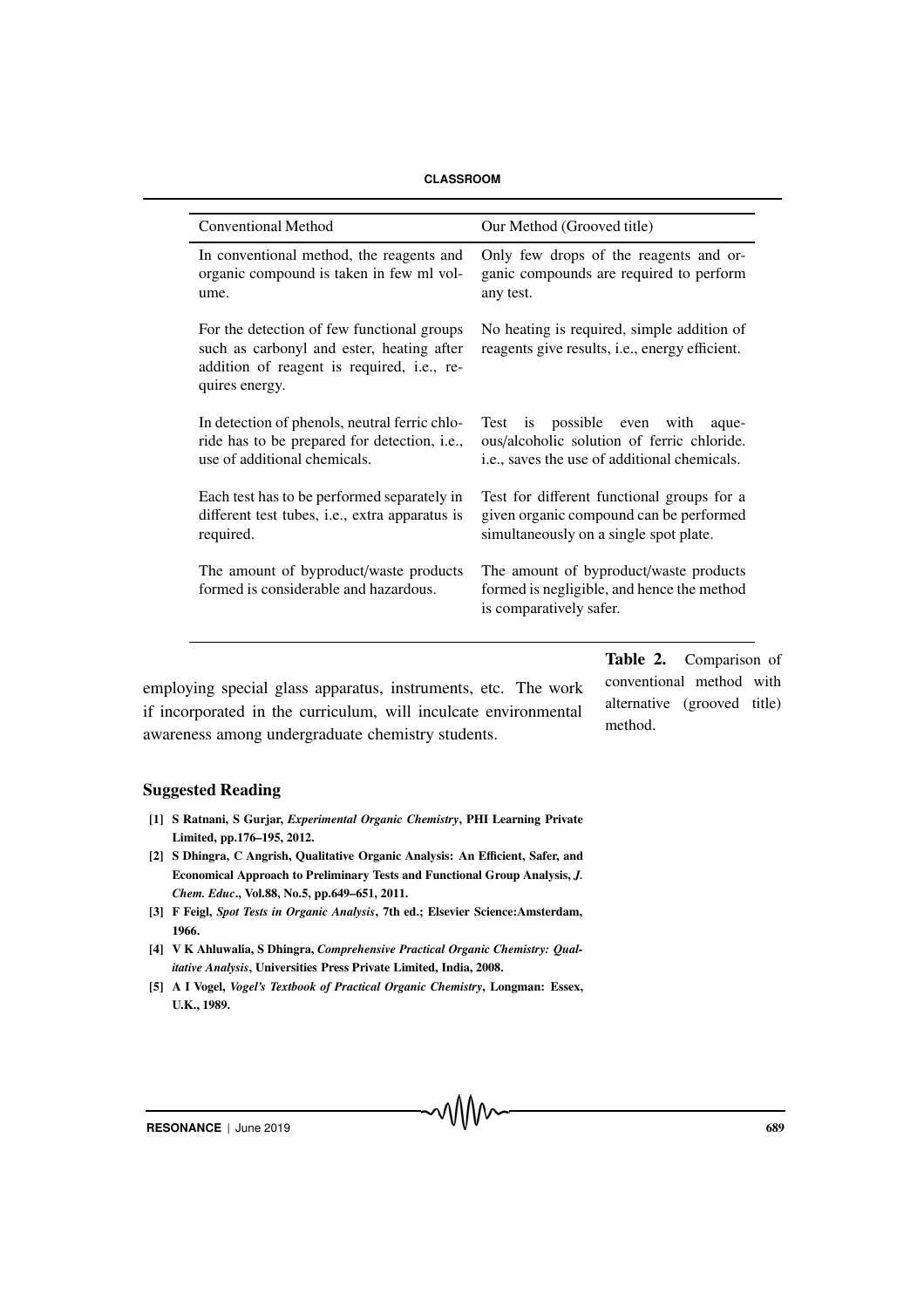| Conventional Method | Our Method (Grooved title) |
|---|---|
| In conventional method, the reagents and organic compound is taken in few ml volume. | Only few drops of the reagents and organic compounds are required to perform any test. |
| For the detection of few functional groups such as carbonyl and ester, heating after addition of reagent is required, i.e., requires energy. | No heating is required, simple addition of reagents give results, i.e., energy efficient. |
| In detection of phenols, neutral ferric chloride has to be prepared for detection, i.e., use of additional chemicals. | Test is possible even with aqueous/alcoholic solution of ferric chloride. i.e., saves the use of additional chemicals. |
| Each test has to be performed separately in different test tubes, i.e., extra apparatus is required. | Test for different functional groups for a given organic compound can be performed simultaneously on a single spot plate. |
| The amount of byproduct/waste products formed is considerable and hazardous. | The amount of byproduct/waste products formed is negligible, and hence the method is comparatively safer. |

**Table 2.** Comparison of conventional method with alternative (grooved title) method.

employing special glass apparatus, instruments, etc. The work if incorporated in the curriculum, will inculcate environmental awareness among undergraduate chemistry students.

## Suggested Reading

**[1] S Ratnani, S Gurjar, *Experimental Organic Chemistry*, PHI Learning Private Limited, pp.176–195, 2012.**

**[2] S Dhingra, C Angrish, Qualitative Organic Analysis: An Efficient, Safer, and Economical Approach to Preliminary Tests and Functional Group Analysis, *J. Chem. Educ*., Vol.88, No.5, pp.649–651, 2011.**

**[3] F Feigl, *Spot Tests in Organic Analysis*, 7th ed.; Elsevier Science:Amsterdam, 1966.**

**[4] V K Ahluwalia, S Dhingra, *Comprehensive Practical Organic Chemistry: Qualitative Analysis*, Universities Press Private Limited, India, 2008.**

**[5] A I Vogel, *Vogel's Textbook of Practical Organic Chemistry*, Longman: Essex, U.K., 1989.**